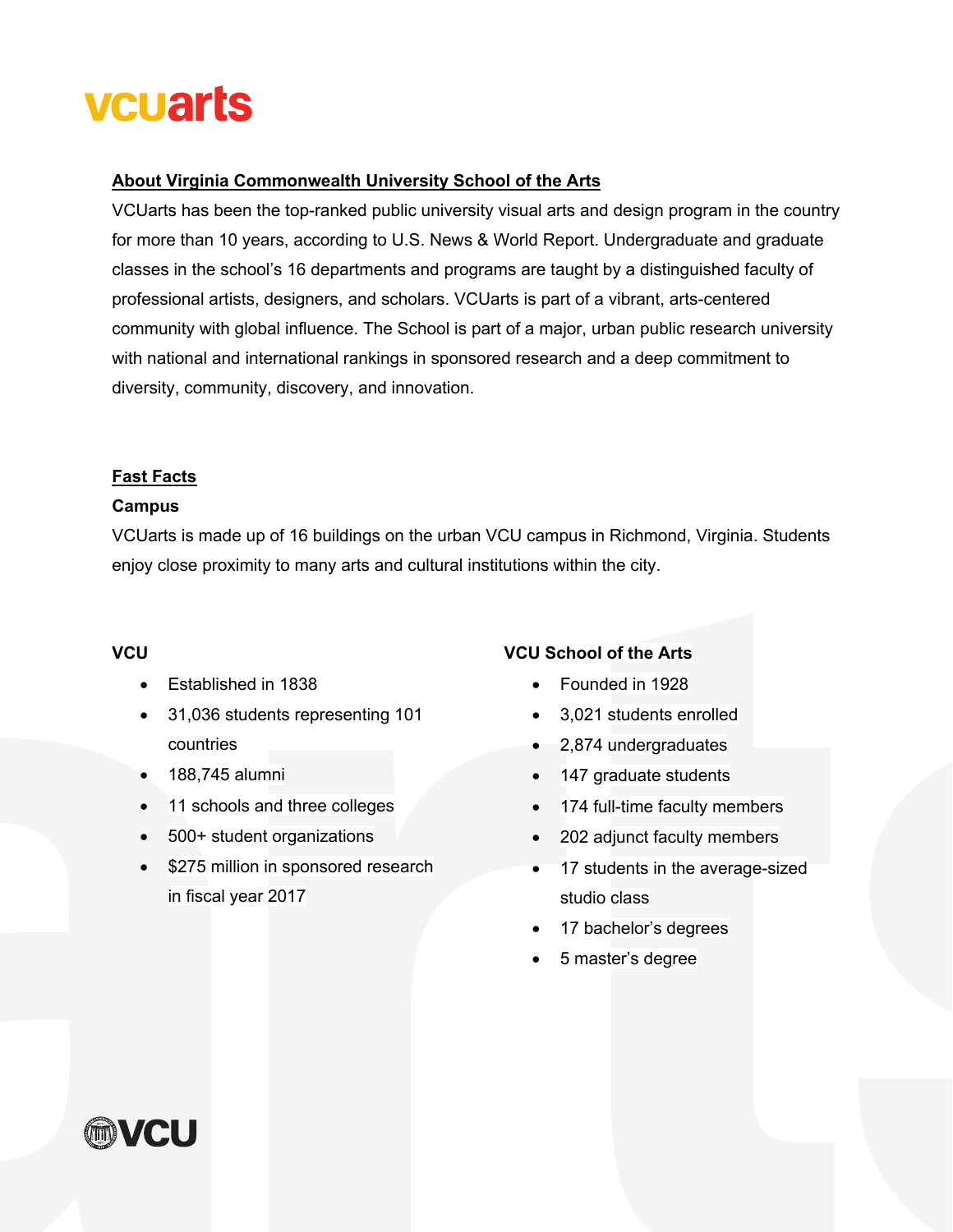# vcuarts

## About Virginia Commonwealth University School of the Arts

VCUarts has been the top-ranked public university visual arts and design program in the country for more than 10 years, according to U.S. News & World Report. Undergraduate and graduate classes in the school's 16 departments and programs are taught by a distinguished faculty of professional artists, designers, and scholars. VCUarts is part of a vibrant, arts-centered community with global influence. The School is part of a major, urban public research university with national and international rankings in sponsored research and a deep commitment to diversity, community, discovery, and innovation.

## Fast Facts

### Campus

VCUarts is made up of 16 buildings on the urban VCU campus in Richmond, Virginia. Students enjoy close proximity to many arts and cultural institutions within the city.

### VCU

- Established in 1838
- 31,036 students representing 101 countries
- 188,745 alumni
- 11 schools and three colleges
- 500+ student organizations
- $275 million in sponsored research in fiscal year 2017

### VCU School of the Arts

- Founded in 1928
- 3,021 students enrolled
- 2,874 undergraduates
- 147 graduate students
- 174 full-time faculty members
- 202 adjunct faculty members
- 17 students in the average-sized studio class
- 17 bachelor's degrees
- 5 master's degree

VCU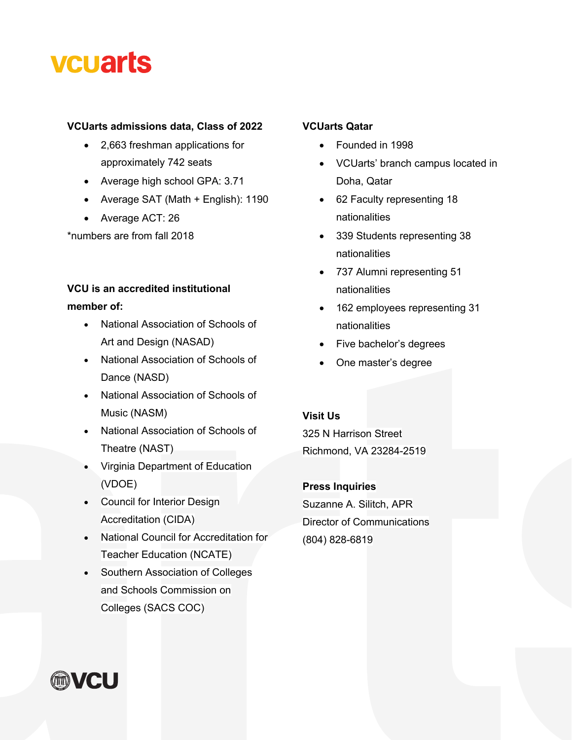vcuarts

**VCUarts admissions data, Class of 2022**

- 2,663 freshman applications for approximately 742 seats
- Average high school GPA: 3.71
- Average SAT (Math + English): 1190
- Average ACT: 26

*numbers are from fall 2018

**VCU is an accredited institutional member of:**

- National Association of Schools of Art and Design (NASAD)
- National Association of Schools of Dance (NASD)
- National Association of Schools of Music (NASM)
- National Association of Schools of Theatre (NAST)
- Virginia Department of Education (VDOE)
- Council for Interior Design Accreditation (CIDA)
- National Council for Accreditation for Teacher Education (NCATE)
- Southern Association of Colleges and Schools Commission on Colleges (SACS COC)

**VCUarts Qatar**

- Founded in 1998
- VCUarts' branch campus located in Doha, Qatar
- 62 Faculty representing 18 nationalities
- 339 Students representing 38 nationalities
- 737 Alumni representing 51 nationalities
- 162 employees representing 31 nationalities
- Five bachelor's degrees
- One master's degree

**Visit Us**

325 N Harrison Street
Richmond, VA 23284-2519

**Press Inquiries**

Suzanne A. Silitch, APR
Director of Communications
(804) 828-6819

VCU